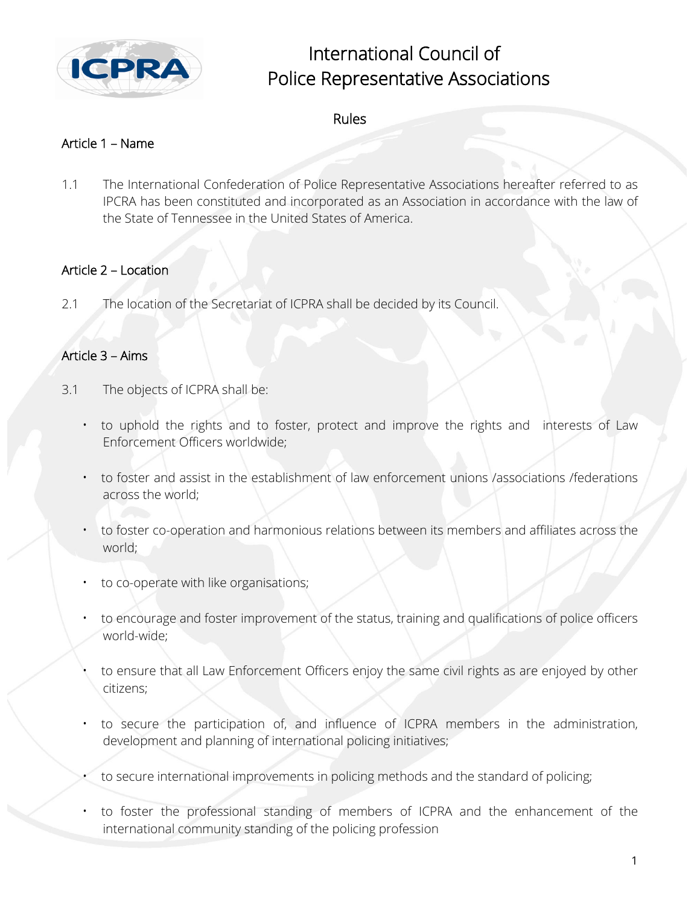# International Council of Police Representative Associations

## Rules

### Article 1 – Name

1.1 The International Confederation of Police Representative Associations hereafter referred to as IPCRA has been constituted and incorporated as an Association in accordance with the law of the State of Tennessee in the United States of America.

### Article 2 – Location

2.1 The location of the Secretariat of ICPRA shall be decided by its Council.

### Article 3 – Aims

3.1 The objects of ICPRA shall be:

- to uphold the rights and to foster, protect and improve the rights and interests of Law Enforcement Officers worldwide;
- to foster and assist in the establishment of law enforcement unions /associations /federations across the world;
- to foster co-operation and harmonious relations between its members and affiliates across the world;
- to co-operate with like organisations;
- to encourage and foster improvement of the status, training and qualifications of police officers world-wide;
- to ensure that all Law Enforcement Officers enjoy the same civil rights as are enjoyed by other citizens;
- to secure the participation of, and influence of ICPRA members in the administration, development and planning of international policing initiatives;
- to secure international improvements in policing methods and the standard of policing;
- to foster the professional standing of members of ICPRA and the enhancement of the international community standing of the policing profession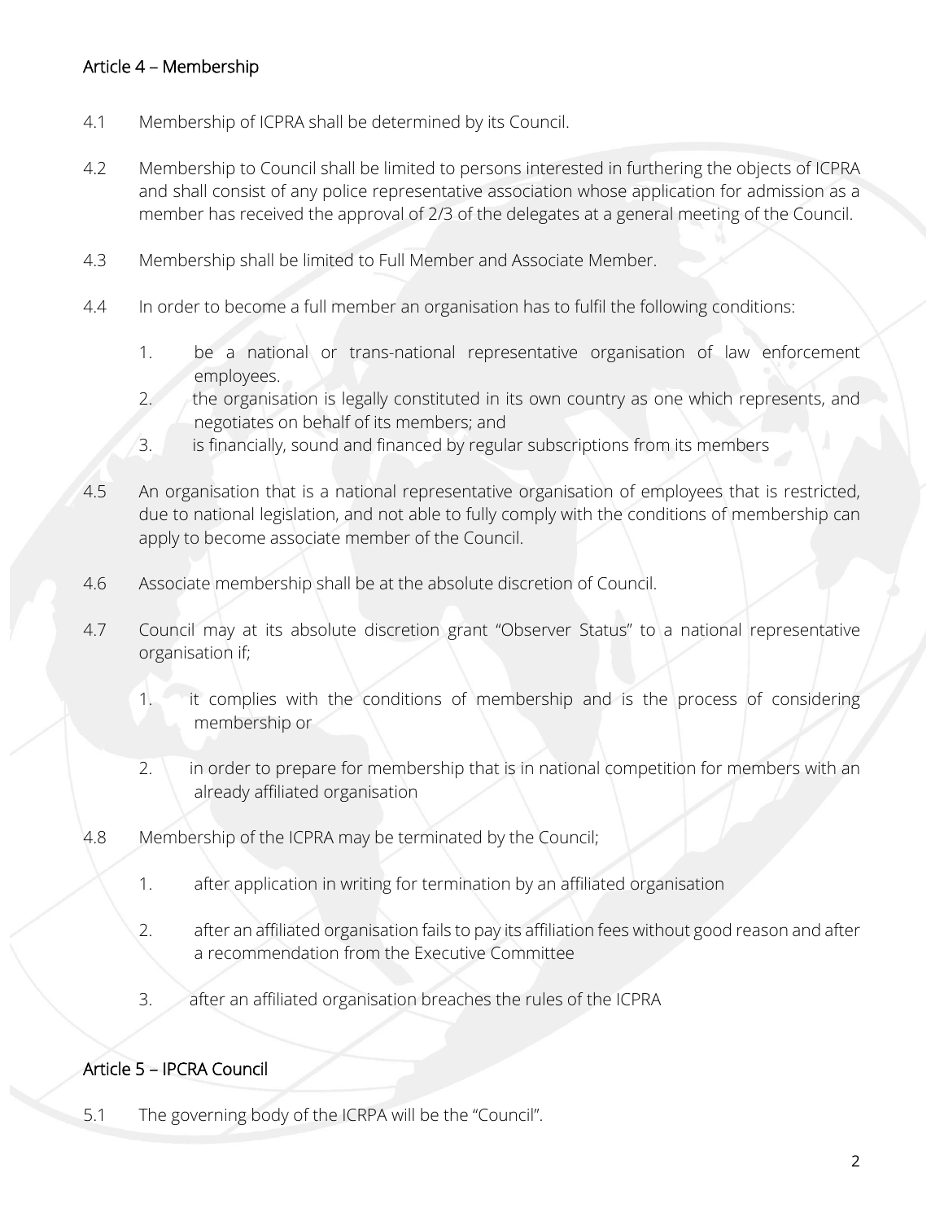## Article 4 – Membership

4.1 Membership of ICPRA shall be determined by its Council.

4.2 Membership to Council shall be limited to persons interested in furthering the objects of ICPRA and shall consist of any police representative association whose application for admission as a member has received the approval of 2/3 of the delegates at a general meeting of the Council.

4.3 Membership shall be limited to Full Member and Associate Member.

4.4 In order to become a full member an organisation has to fulfil the following conditions:

1. be a national or trans-national representative organisation of law enforcement employees.
2. the organisation is legally constituted in its own country as one which represents, and negotiates on behalf of its members; and
3. is financially, sound and financed by regular subscriptions from its members

4.5 An organisation that is a national representative organisation of employees that is restricted, due to national legislation, and not able to fully comply with the conditions of membership can apply to become associate member of the Council.

4.6 Associate membership shall be at the absolute discretion of Council.

4.7 Council may at its absolute discretion grant "Observer Status" to a national representative organisation if;

1. it complies with the conditions of membership and is the process of considering membership or

2. in order to prepare for membership that is in national competition for members with an already affiliated organisation

4.8 Membership of the ICPRA may be terminated by the Council;

1. after application in writing for termination by an affiliated organisation

2. after an affiliated organisation fails to pay its affiliation fees without good reason and after a recommendation from the Executive Committee

3. after an affiliated organisation breaches the rules of the ICPRA

## Article 5 – IPCRA Council

5.1 The governing body of the ICRPA will be the "Council".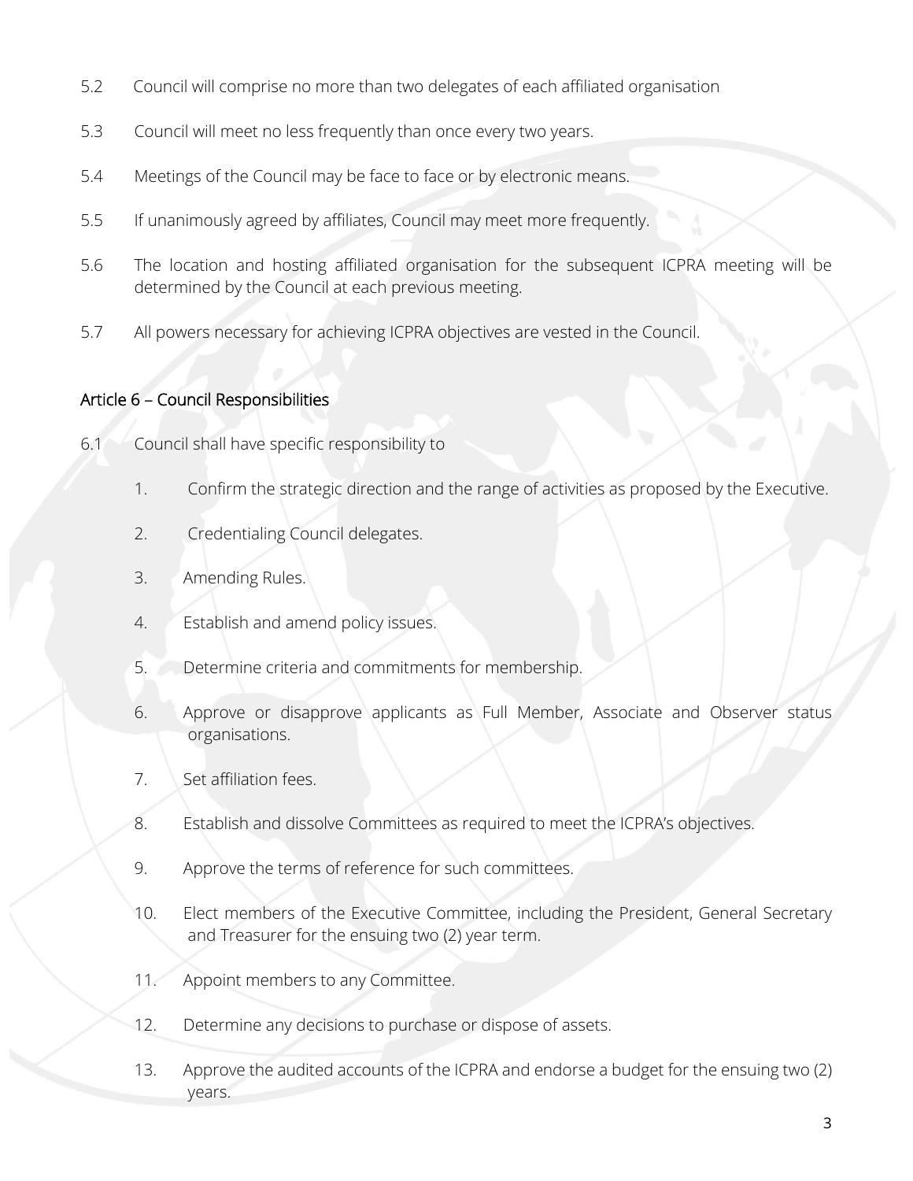5.2 Council will comprise no more than two delegates of each affiliated organisation

5.3 Council will meet no less frequently than once every two years.

5.4 Meetings of the Council may be face to face or by electronic means.

5.5 If unanimously agreed by affiliates, Council may meet more frequently.

5.6 The location and hosting affiliated organisation for the subsequent ICPRA meeting will be determined by the Council at each previous meeting.

5.7 All powers necessary for achieving ICPRA objectives are vested in the Council.

## Article 6 – Council Responsibilities

6.1 Council shall have specific responsibility to

1. Confirm the strategic direction and the range of activities as proposed by the Executive.
2. Credentialing Council delegates.
3. Amending Rules.
4. Establish and amend policy issues.
5. Determine criteria and commitments for membership.
6. Approve or disapprove applicants as Full Member, Associate and Observer status organisations.
7. Set affiliation fees.
8. Establish and dissolve Committees as required to meet the ICPRA's objectives.
9. Approve the terms of reference for such committees.
10. Elect members of the Executive Committee, including the President, General Secretary and Treasurer for the ensuing two (2) year term.
11. Appoint members to any Committee.
12. Determine any decisions to purchase or dispose of assets.
13. Approve the audited accounts of the ICPRA and endorse a budget for the ensuing two (2) years.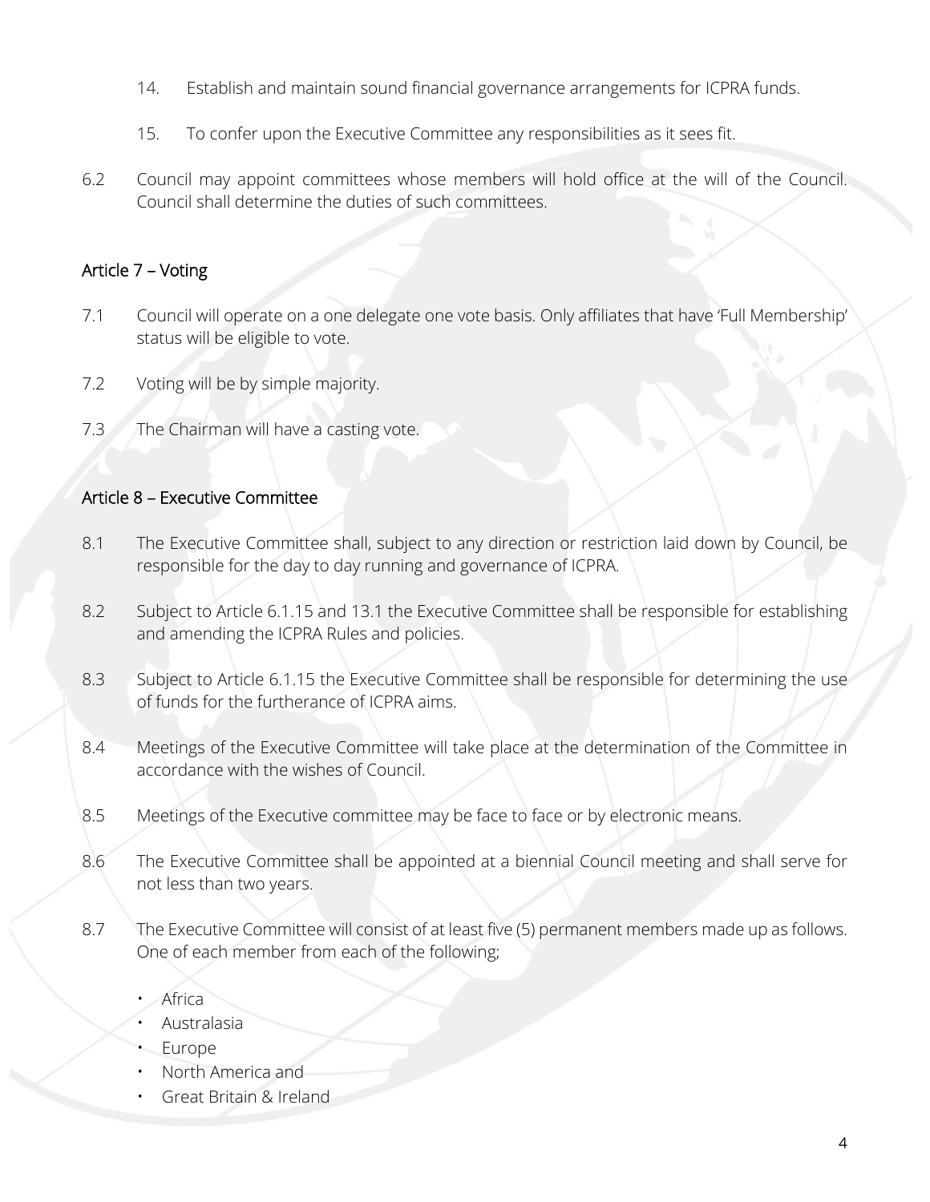14. Establish and maintain sound financial governance arrangements for ICPRA funds.

15. To confer upon the Executive Committee any responsibilities as it sees fit.

6.2 Council may appoint committees whose members will hold office at the will of the Council. Council shall determine the duties of such committees.

## Article 7 – Voting

7.1 Council will operate on a one delegate one vote basis. Only affiliates that have 'Full Membership' status will be eligible to vote.

7.2 Voting will be by simple majority.

7.3 The Chairman will have a casting vote.

## Article 8 – Executive Committee

8.1 The Executive Committee shall, subject to any direction or restriction laid down by Council, be responsible for the day to day running and governance of ICPRA.

8.2 Subject to Article 6.1.15 and 13.1 the Executive Committee shall be responsible for establishing and amending the ICPRA Rules and policies.

8.3 Subject to Article 6.1.15 the Executive Committee shall be responsible for determining the use of funds for the furtherance of ICPRA aims.

8.4 Meetings of the Executive Committee will take place at the determination of the Committee in accordance with the wishes of Council.

8.5 Meetings of the Executive committee may be face to face or by electronic means.

8.6 The Executive Committee shall be appointed at a biennial Council meeting and shall serve for not less than two years.

8.7 The Executive Committee will consist of at least five (5) permanent members made up as follows. One of each member from each of the following;

- Africa
- Australasia
- Europe
- North America and
- Great Britain & Ireland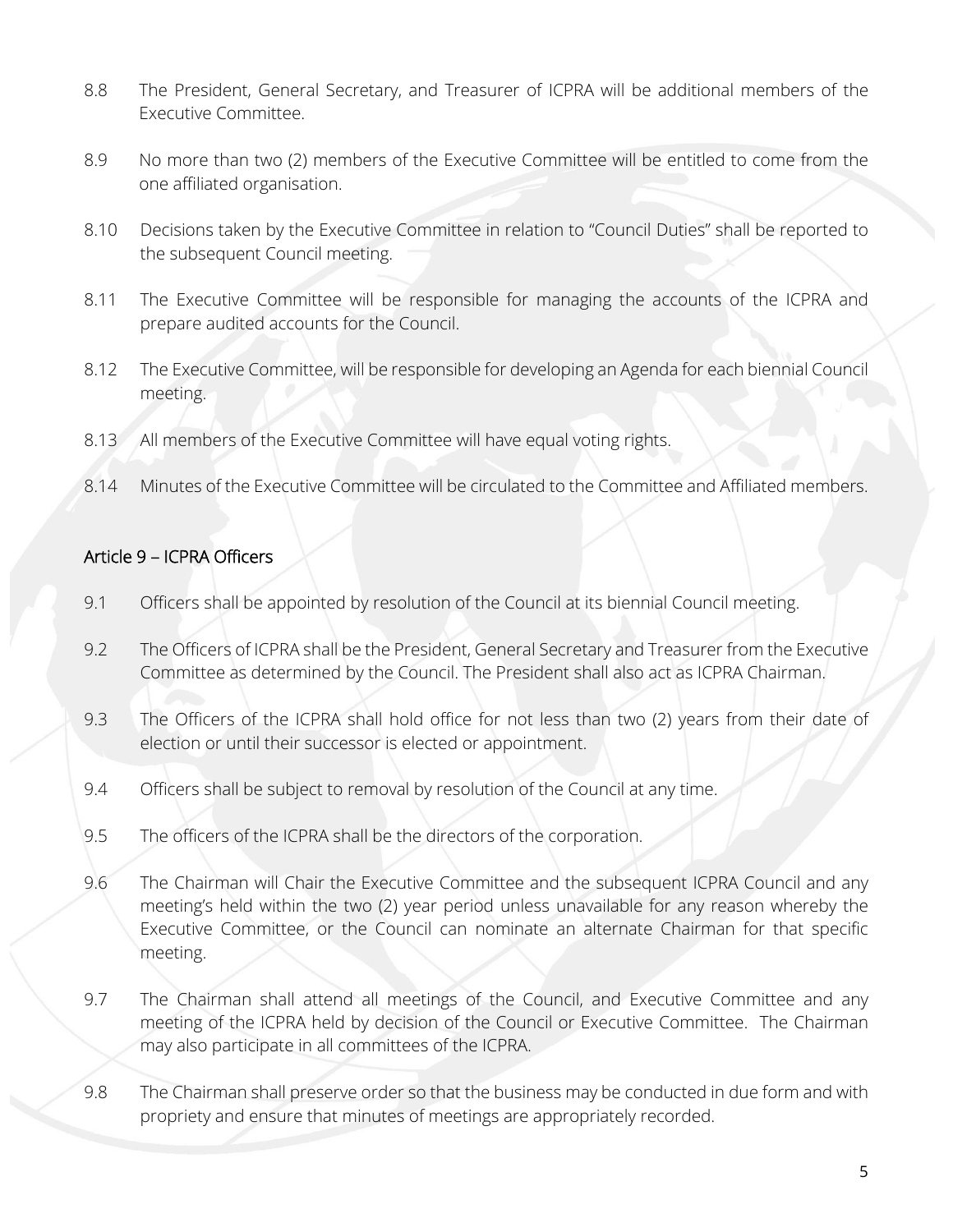8.8 The President, General Secretary, and Treasurer of ICPRA will be additional members of the Executive Committee.

8.9 No more than two (2) members of the Executive Committee will be entitled to come from the one affiliated organisation.

8.10 Decisions taken by the Executive Committee in relation to "Council Duties" shall be reported to the subsequent Council meeting.

8.11 The Executive Committee will be responsible for managing the accounts of the ICPRA and prepare audited accounts for the Council.

8.12 The Executive Committee, will be responsible for developing an Agenda for each biennial Council meeting.

8.13 All members of the Executive Committee will have equal voting rights.

8.14 Minutes of the Executive Committee will be circulated to the Committee and Affiliated members.

## Article 9 – ICPRA Officers

9.1 Officers shall be appointed by resolution of the Council at its biennial Council meeting.

9.2 The Officers of ICPRA shall be the President, General Secretary and Treasurer from the Executive Committee as determined by the Council. The President shall also act as ICPRA Chairman.

9.3 The Officers of the ICPRA shall hold office for not less than two (2) years from their date of election or until their successor is elected or appointment.

9.4 Officers shall be subject to removal by resolution of the Council at any time.

9.5 The officers of the ICPRA shall be the directors of the corporation.

9.6 The Chairman will Chair the Executive Committee and the subsequent ICPRA Council and any meeting's held within the two (2) year period unless unavailable for any reason whereby the Executive Committee, or the Council can nominate an alternate Chairman for that specific meeting.

9.7 The Chairman shall attend all meetings of the Council, and Executive Committee and any meeting of the ICPRA held by decision of the Council or Executive Committee. The Chairman may also participate in all committees of the ICPRA.

9.8 The Chairman shall preserve order so that the business may be conducted in due form and with propriety and ensure that minutes of meetings are appropriately recorded.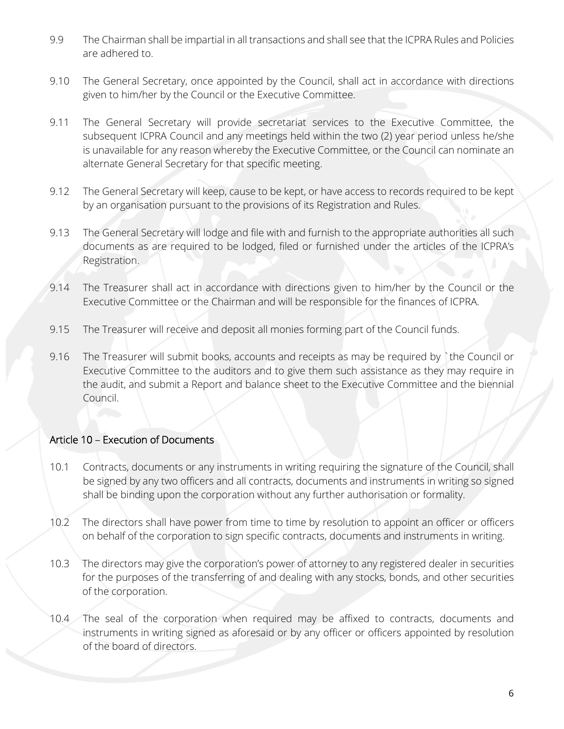9.9 The Chairman shall be impartial in all transactions and shall see that the ICPRA Rules and Policies are adhered to.

9.10 The General Secretary, once appointed by the Council, shall act in accordance with directions given to him/her by the Council or the Executive Committee.

9.11 The General Secretary will provide secretariat services to the Executive Committee, the subsequent ICPRA Council and any meetings held within the two (2) year period unless he/she is unavailable for any reason whereby the Executive Committee, or the Council can nominate an alternate General Secretary for that specific meeting.

9.12 The General Secretary will keep, cause to be kept, or have access to records required to be kept by an organisation pursuant to the provisions of its Registration and Rules.

9.13 The General Secretary will lodge and file with and furnish to the appropriate authorities all such documents as are required to be lodged, filed or furnished under the articles of the ICPRA's Registration.

9.14 The Treasurer shall act in accordance with directions given to him/her by the Council or the Executive Committee or the Chairman and will be responsible for the finances of ICPRA.

9.15 The Treasurer will receive and deposit all monies forming part of the Council funds.

9.16 The Treasurer will submit books, accounts and receipts as may be required by `the Council or Executive Committee to the auditors and to give them such assistance as they may require in the audit, and submit a Report and balance sheet to the Executive Committee and the biennial Council.

## Article 10 – Execution of Documents

10.1 Contracts, documents or any instruments in writing requiring the signature of the Council, shall be signed by any two officers and all contracts, documents and instruments in writing so signed shall be binding upon the corporation without any further authorisation or formality.

10.2 The directors shall have power from time to time by resolution to appoint an officer or officers on behalf of the corporation to sign specific contracts, documents and instruments in writing.

10.3 The directors may give the corporation's power of attorney to any registered dealer in securities for the purposes of the transferring of and dealing with any stocks, bonds, and other securities of the corporation.

10.4 The seal of the corporation when required may be affixed to contracts, documents and instruments in writing signed as aforesaid or by any officer or officers appointed by resolution of the board of directors.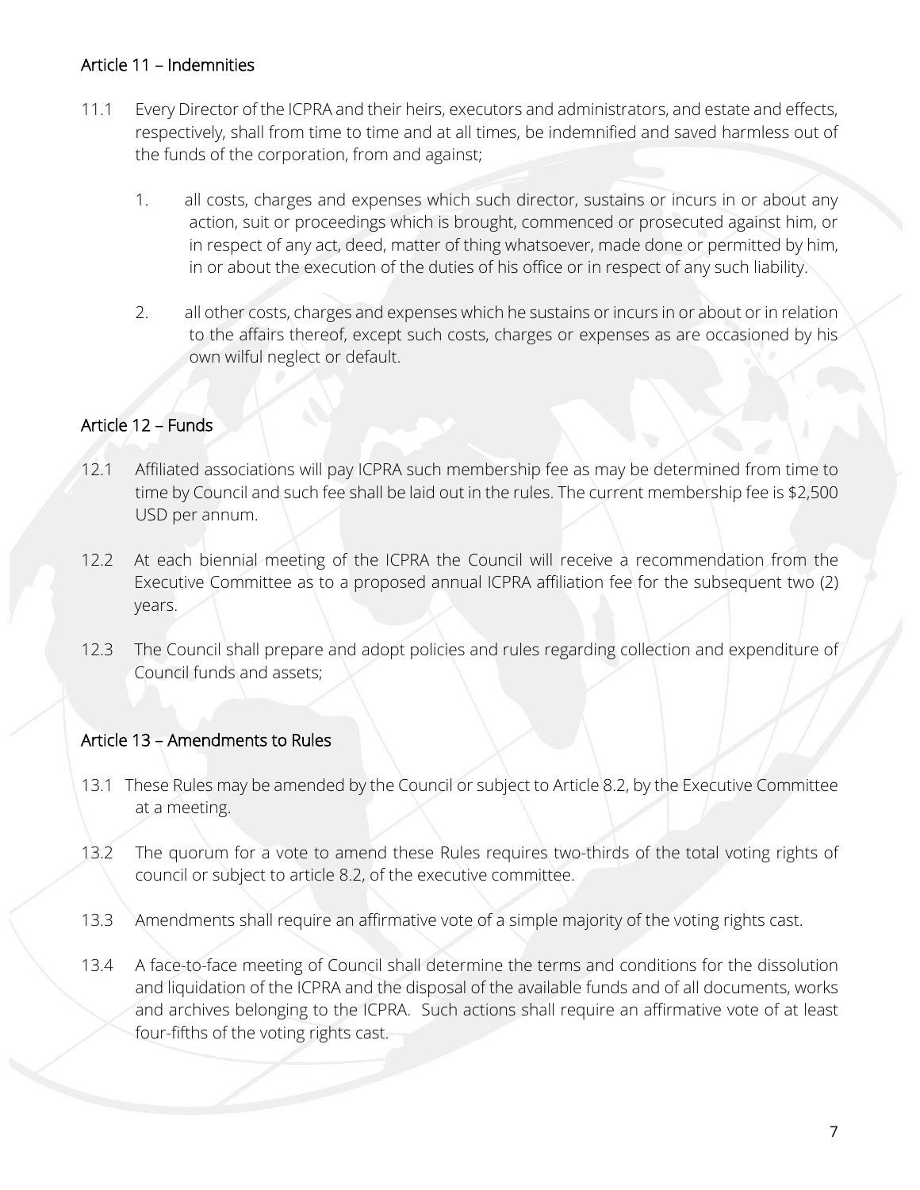### Article 11 – Indemnities

11.1 Every Director of the ICPRA and their heirs, executors and administrators, and estate and effects, respectively, shall from time to time and at all times, be indemnified and saved harmless out of the funds of the corporation, from and against;

1. all costs, charges and expenses which such director, sustains or incurs in or about any action, suit or proceedings which is brought, commenced or prosecuted against him, or in respect of any act, deed, matter of thing whatsoever, made done or permitted by him, in or about the execution of the duties of his office or in respect of any such liability.

2. all other costs, charges and expenses which he sustains or incurs in or about or in relation to the affairs thereof, except such costs, charges or expenses as are occasioned by his own wilful neglect or default.

### Article 12 – Funds

12.1 Affiliated associations will pay ICPRA such membership fee as may be determined from time to time by Council and such fee shall be laid out in the rules. The current membership fee is $2,500 USD per annum.

12.2 At each biennial meeting of the ICPRA the Council will receive a recommendation from the Executive Committee as to a proposed annual ICPRA affiliation fee for the subsequent two (2) years.

12.3 The Council shall prepare and adopt policies and rules regarding collection and expenditure of Council funds and assets;

### Article 13 – Amendments to Rules

13.1 These Rules may be amended by the Council or subject to Article 8.2, by the Executive Committee at a meeting.

13.2 The quorum for a vote to amend these Rules requires two-thirds of the total voting rights of council or subject to article 8.2, of the executive committee.

13.3 Amendments shall require an affirmative vote of a simple majority of the voting rights cast.

13.4 A face-to-face meeting of Council shall determine the terms and conditions for the dissolution and liquidation of the ICPRA and the disposal of the available funds and of all documents, works and archives belonging to the ICPRA. Such actions shall require an affirmative vote of at least four-fifths of the voting rights cast.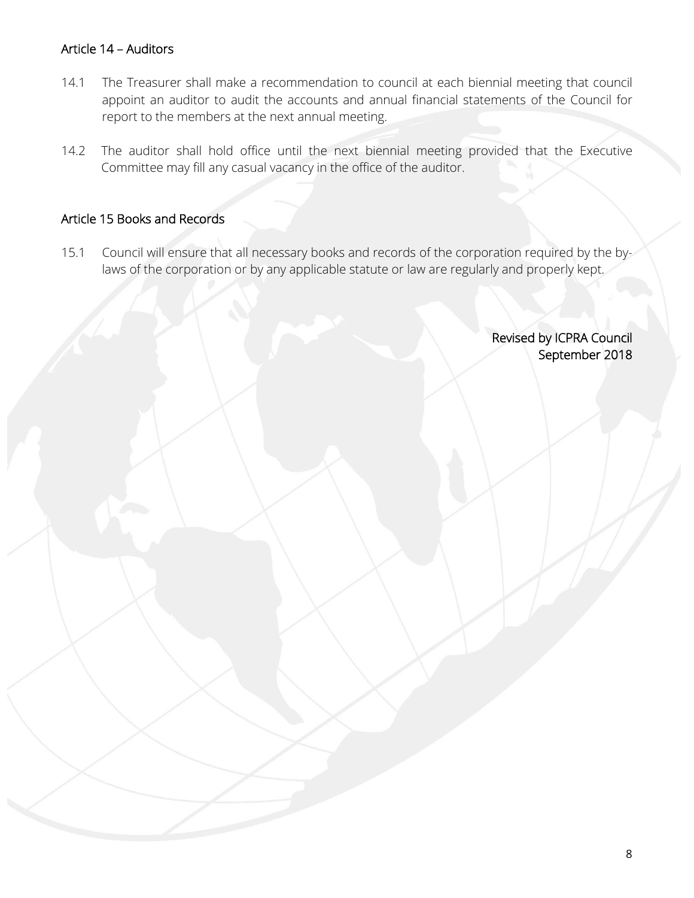## Article 14 – Auditors

14.1 The Treasurer shall make a recommendation to council at each biennial meeting that council appoint an auditor to audit the accounts and annual financial statements of the Council for report to the members at the next annual meeting.

14.2 The auditor shall hold office until the next biennial meeting provided that the Executive Committee may fill any casual vacancy in the office of the auditor.

## Article 15 Books and Records

15.1 Council will ensure that all necessary books and records of the corporation required by the by-laws of the corporation or by any applicable statute or law are regularly and properly kept.

Revised by ICPRA Council
September 2018